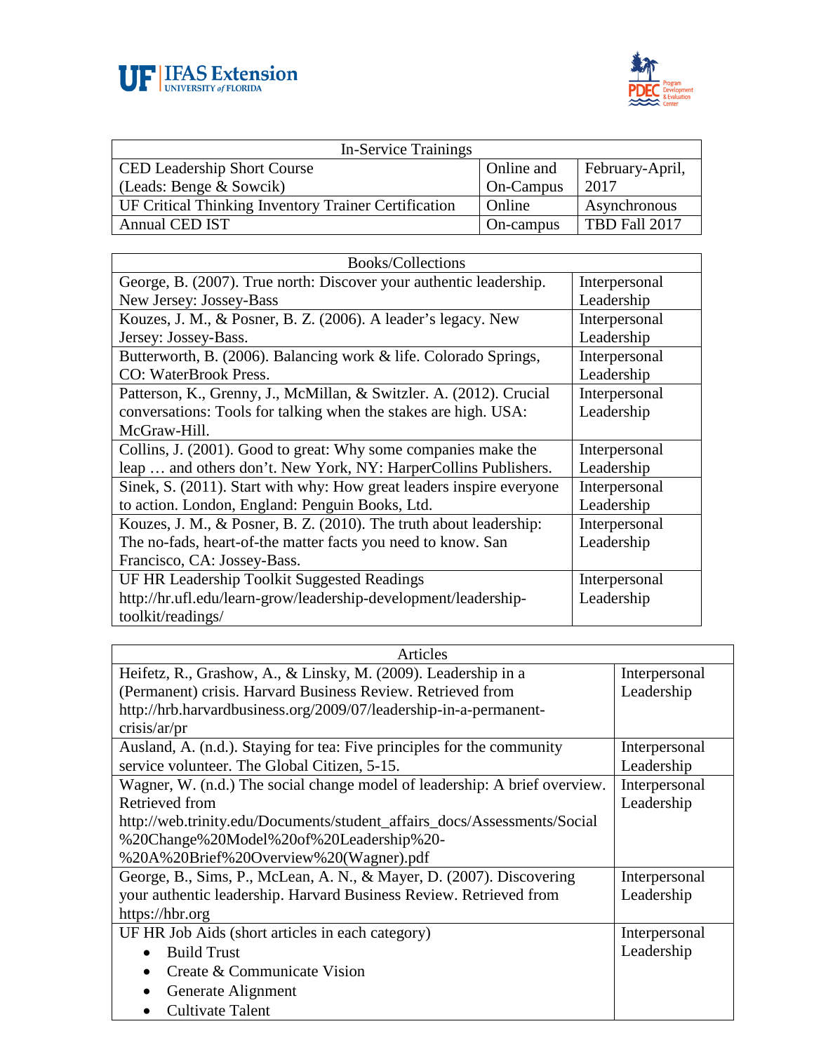| In-Service Trainings | | |
|---|---|---|
| CED Leadership Short Course (Leads: Benge & Sowcik) | Online and On-Campus | February-April, 2017 |
| UF Critical Thinking Inventory Trainer Certification | Online | Asynchronous |
| Annual CED IST | On-campus | TBD Fall 2017 |

| Books/Collections | |
|---|---|
| George, B. (2007). True north: Discover your authentic leadership. New Jersey: Jossey-Bass | Interpersonal Leadership |
| Kouzes, J. M., & Posner, B. Z. (2006). A leader's legacy. New Jersey: Jossey-Bass. | Interpersonal Leadership |
| Butterworth, B. (2006). Balancing work & life. Colorado Springs, CO: WaterBrook Press. | Interpersonal Leadership |
| Patterson, K., Grenny, J., McMillan, & Switzler. A. (2012). Crucial conversations: Tools for talking when the stakes are high. USA: McGraw-Hill. | Interpersonal Leadership |
| Collins, J. (2001). Good to great: Why some companies make the leap … and others don't. New York, NY: HarperCollins Publishers. | Interpersonal Leadership |
| Sinek, S. (2011). Start with why: How great leaders inspire everyone to action. London, England: Penguin Books, Ltd. | Interpersonal Leadership |
| Kouzes, J. M., & Posner, B. Z. (2010). The truth about leadership: The no-fads, heart-of-the matter facts you need to know. San Francisco, CA: Jossey-Bass. | Interpersonal Leadership |
| UF HR Leadership Toolkit Suggested Readings http://hr.ufl.edu/learn-grow/leadership-development/leadership-toolkit/readings/ | Interpersonal Leadership |

| Articles | |
|---|---|
| Heifetz, R., Grashow, A., & Linsky, M. (2009). Leadership in a (Permanent) crisis. Harvard Business Review. Retrieved from http://hrb.harvardbusiness.org/2009/07/leadership-in-a-permanent-crisis/ar/pr | Interpersonal Leadership |
| Ausland, A. (n.d.). Staying for tea: Five principles for the community service volunteer. The Global Citizen, 5-15. | Interpersonal Leadership |
| Wagner, W. (n.d.) The social change model of leadership: A brief overview. Retrieved from http://web.trinity.edu/Documents/student_affairs_docs/Assessments/Social%20Change%20Model%20of%20Leadership%20-%20A%20Brief%20Overview%20(Wagner).pdf | Interpersonal Leadership |
| George, B., Sims, P., McLean, A. N., & Mayer, D. (2007). Discovering your authentic leadership. Harvard Business Review. Retrieved from https://hbr.org | Interpersonal Leadership |
| UF HR Job Aids (short articles in each category)<br>• Build Trust<br>• Create & Communicate Vision<br>• Generate Alignment<br>• Cultivate Talent | Interpersonal Leadership |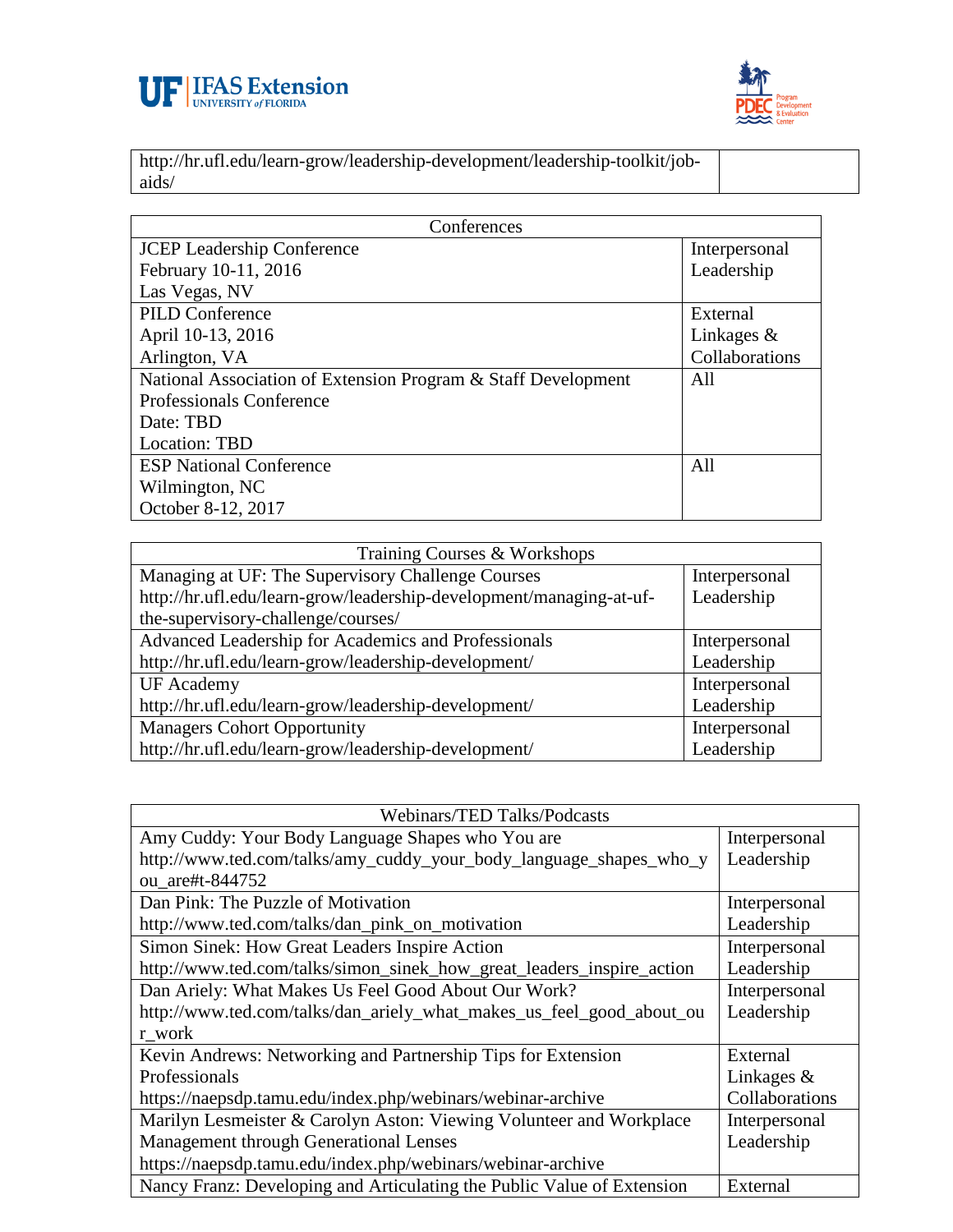| http://hr.ufl.edu/learn-grow/leadership-development/leadership-toolkit/job-aids/ | |
|---|---|

| Conferences | |
|---|---|
| JCEP Leadership Conference<br>February 10-11, 2016<br>Las Vegas, NV | Interpersonal Leadership |
| PILD Conference<br>April 10-13, 2016<br>Arlington, VA | External Linkages & Collaborations |
| National Association of Extension Program & Staff Development Professionals Conference<br>Date: TBD<br>Location: TBD | All |
| ESP National Conference<br>Wilmington, NC<br>October 8-12, 2017 | All |

| Training Courses & Workshops | |
|---|---|
| Managing at UF: The Supervisory Challenge Courses<br>http://hr.ufl.edu/learn-grow/leadership-development/managing-at-uf-the-supervisory-challenge/courses/ | Interpersonal Leadership |
| Advanced Leadership for Academics and Professionals<br>http://hr.ufl.edu/learn-grow/leadership-development/ | Interpersonal Leadership |
| UF Academy<br>http://hr.ufl.edu/learn-grow/leadership-development/ | Interpersonal Leadership |
| Managers Cohort Opportunity<br>http://hr.ufl.edu/learn-grow/leadership-development/ | Interpersonal Leadership |

| Webinars/TED Talks/Podcasts | |
|---|---|
| Amy Cuddy: Your Body Language Shapes who You are<br>http://www.ted.com/talks/amy_cuddy_your_body_language_shapes_who_you_are#t-844752 | Interpersonal Leadership |
| Dan Pink: The Puzzle of Motivation<br>http://www.ted.com/talks/dan_pink_on_motivation | Interpersonal Leadership |
| Simon Sinek: How Great Leaders Inspire Action<br>http://www.ted.com/talks/simon_sinek_how_great_leaders_inspire_action | Interpersonal Leadership |
| Dan Ariely: What Makes Us Feel Good About Our Work?<br>http://www.ted.com/talks/dan_ariely_what_makes_us_feel_good_about_our_work | Interpersonal Leadership |
| Kevin Andrews: Networking and Partnership Tips for Extension Professionals<br>https://naepsdp.tamu.edu/index.php/webinars/webinar-archive | External Linkages & Collaborations |
| Marilyn Lesmeister & Carolyn Aston: Viewing Volunteer and Workplace Management through Generational Lenses<br>https://naepsdp.tamu.edu/index.php/webinars/webinar-archive | Interpersonal Leadership |
| Nancy Franz: Developing and Articulating the Public Value of Extension | External |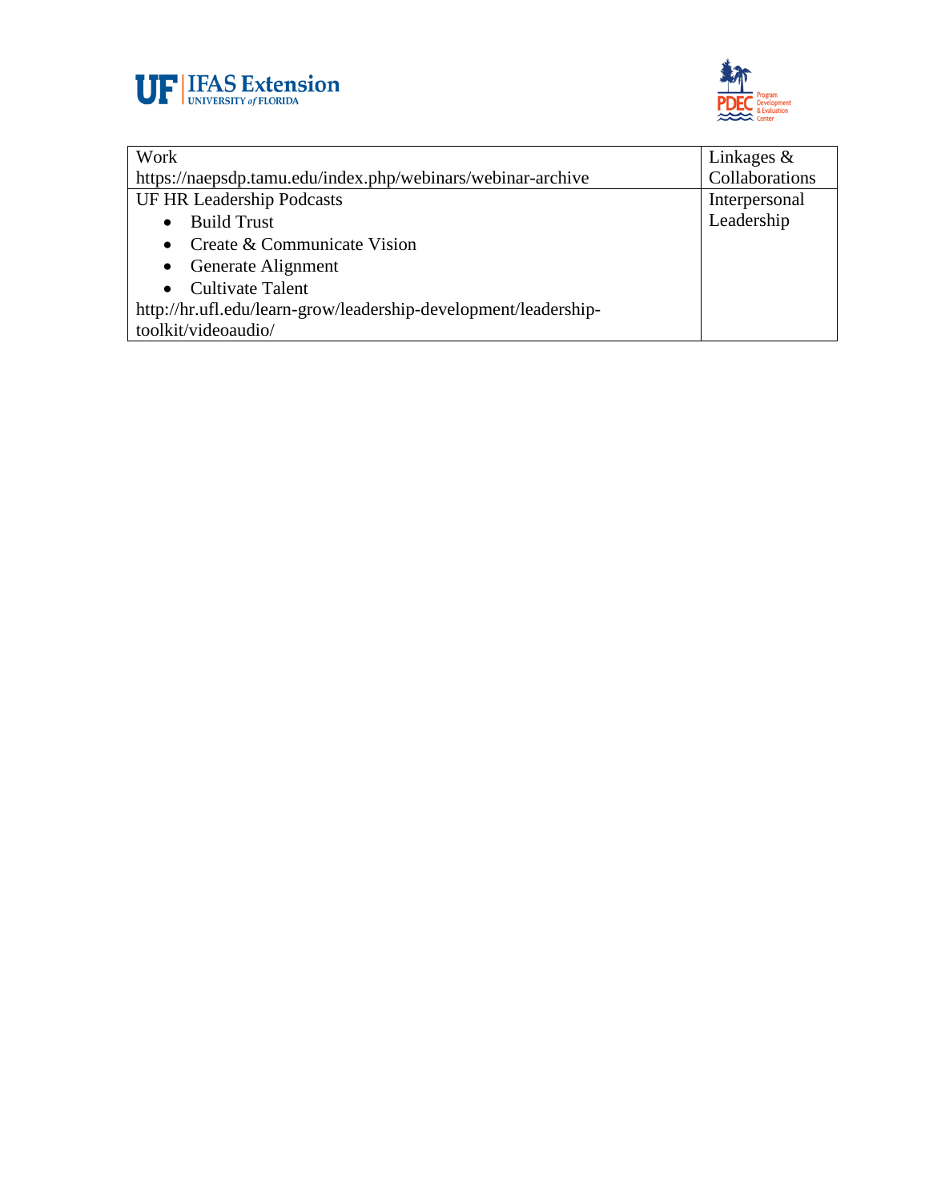| | |
|---|---|
| Work<br>https://naepsdp.tamu.edu/index.php/webinars/webinar-archive | Linkages & Collaborations |
| UF HR Leadership Podcasts<br>• Build Trust<br>• Create & Communicate Vision<br>• Generate Alignment<br>• Cultivate Talent<br>http://hr.ufl.edu/learn-grow/leadership-development/leadership-toolkit/videoaudio/ | Interpersonal Leadership |